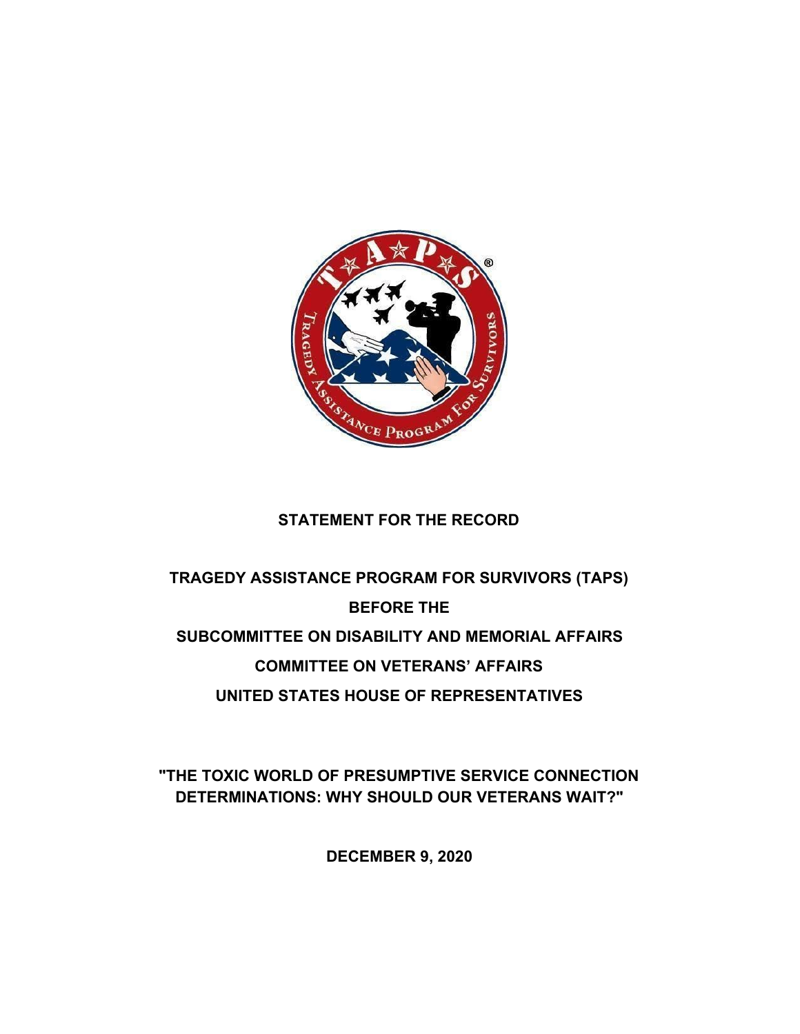**STATEMENT FOR THE RECORD**

**TRAGEDY ASSISTANCE PROGRAM FOR SURVIVORS (TAPS)**

**BEFORE THE**

**SUBCOMMITTEE ON DISABILITY AND MEMORIAL AFFAIRS**

**COMMITTEE ON VETERANS' AFFAIRS**

**UNITED STATES HOUSE OF REPRESENTATIVES**

**"THE TOXIC WORLD OF PRESUMPTIVE SERVICE CONNECTION DETERMINATIONS: WHY SHOULD OUR VETERANS WAIT?"**

**DECEMBER 9, 2020**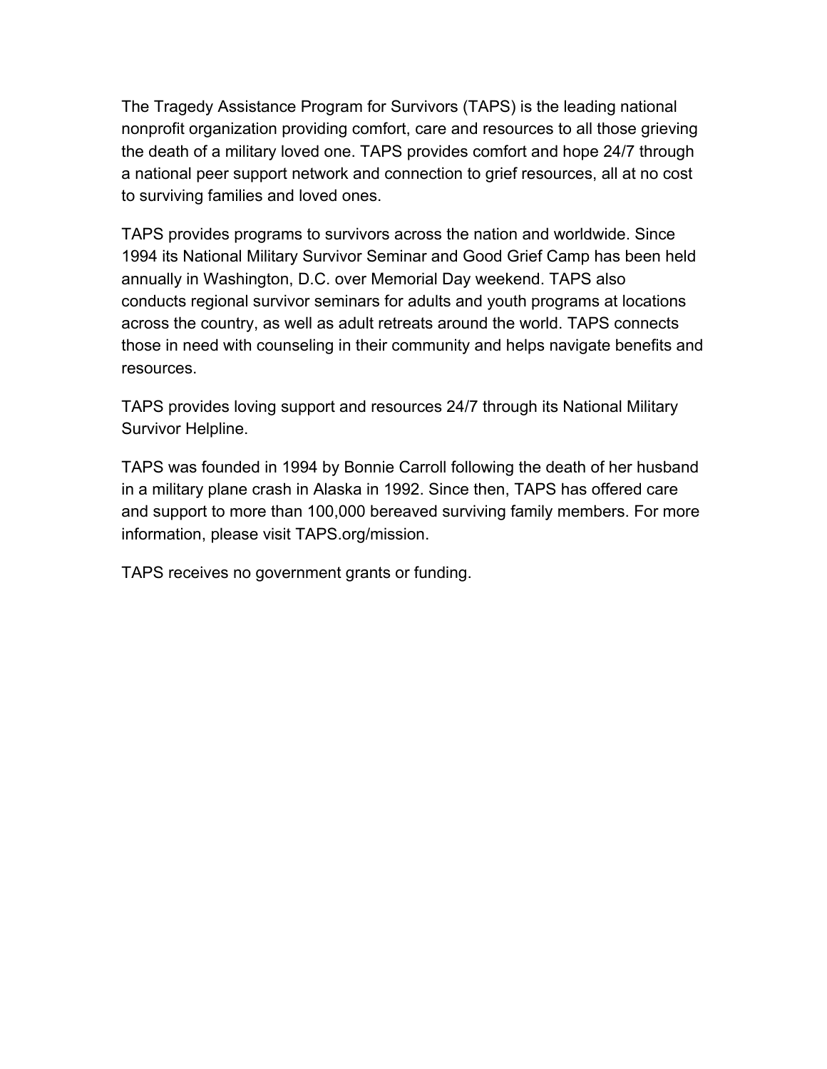The Tragedy Assistance Program for Survivors (TAPS) is the leading national nonprofit organization providing comfort, care and resources to all those grieving the death of a military loved one. TAPS provides comfort and hope 24/7 through a national peer support network and connection to grief resources, all at no cost to surviving families and loved ones.

TAPS provides programs to survivors across the nation and worldwide. Since 1994 its National Military Survivor Seminar and Good Grief Camp has been held annually in Washington, D.C. over Memorial Day weekend. TAPS also conducts regional survivor seminars for adults and youth programs at locations across the country, as well as adult retreats around the world. TAPS connects those in need with counseling in their community and helps navigate benefits and resources.

TAPS provides loving support and resources 24/7 through its National Military Survivor Helpline.

TAPS was founded in 1994 by Bonnie Carroll following the death of her husband in a military plane crash in Alaska in 1992. Since then, TAPS has offered care and support to more than 100,000 bereaved surviving family members. For more information, please visit TAPS.org/mission.

TAPS receives no government grants or funding.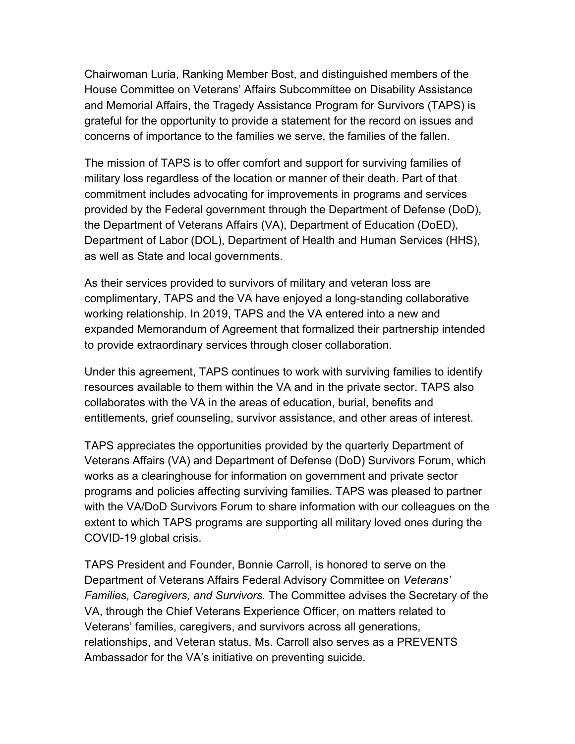Chairwoman Luria, Ranking Member Bost, and distinguished members of the House Committee on Veterans' Affairs Subcommittee on Disability Assistance and Memorial Affairs, the Tragedy Assistance Program for Survivors (TAPS) is grateful for the opportunity to provide a statement for the record on issues and concerns of importance to the families we serve, the families of the fallen.

The mission of TAPS is to offer comfort and support for surviving families of military loss regardless of the location or manner of their death. Part of that commitment includes advocating for improvements in programs and services provided by the Federal government through the Department of Defense (DoD), the Department of Veterans Affairs (VA), Department of Education (DoED), Department of Labor (DOL), Department of Health and Human Services (HHS), as well as State and local governments.

As their services provided to survivors of military and veteran loss are complimentary, TAPS and the VA have enjoyed a long-standing collaborative working relationship. In 2019, TAPS and the VA entered into a new and expanded Memorandum of Agreement that formalized their partnership intended to provide extraordinary services through closer collaboration.

Under this agreement, TAPS continues to work with surviving families to identify resources available to them within the VA and in the private sector. TAPS also collaborates with the VA in the areas of education, burial, benefits and entitlements, grief counseling, survivor assistance, and other areas of interest.

TAPS appreciates the opportunities provided by the quarterly Department of Veterans Affairs (VA) and Department of Defense (DoD) Survivors Forum, which works as a clearinghouse for information on government and private sector programs and policies affecting surviving families. TAPS was pleased to partner with the VA/DoD Survivors Forum to share information with our colleagues on the extent to which TAPS programs are supporting all military loved ones during the COVID-19 global crisis.

TAPS President and Founder, Bonnie Carroll, is honored to serve on the Department of Veterans Affairs Federal Advisory Committee on *Veterans' Families, Caregivers, and Survivors.* The Committee advises the Secretary of the VA, through the Chief Veterans Experience Officer, on matters related to Veterans' families, caregivers, and survivors across all generations, relationships, and Veteran status. Ms. Carroll also serves as a PREVENTS Ambassador for the VA's initiative on preventing suicide.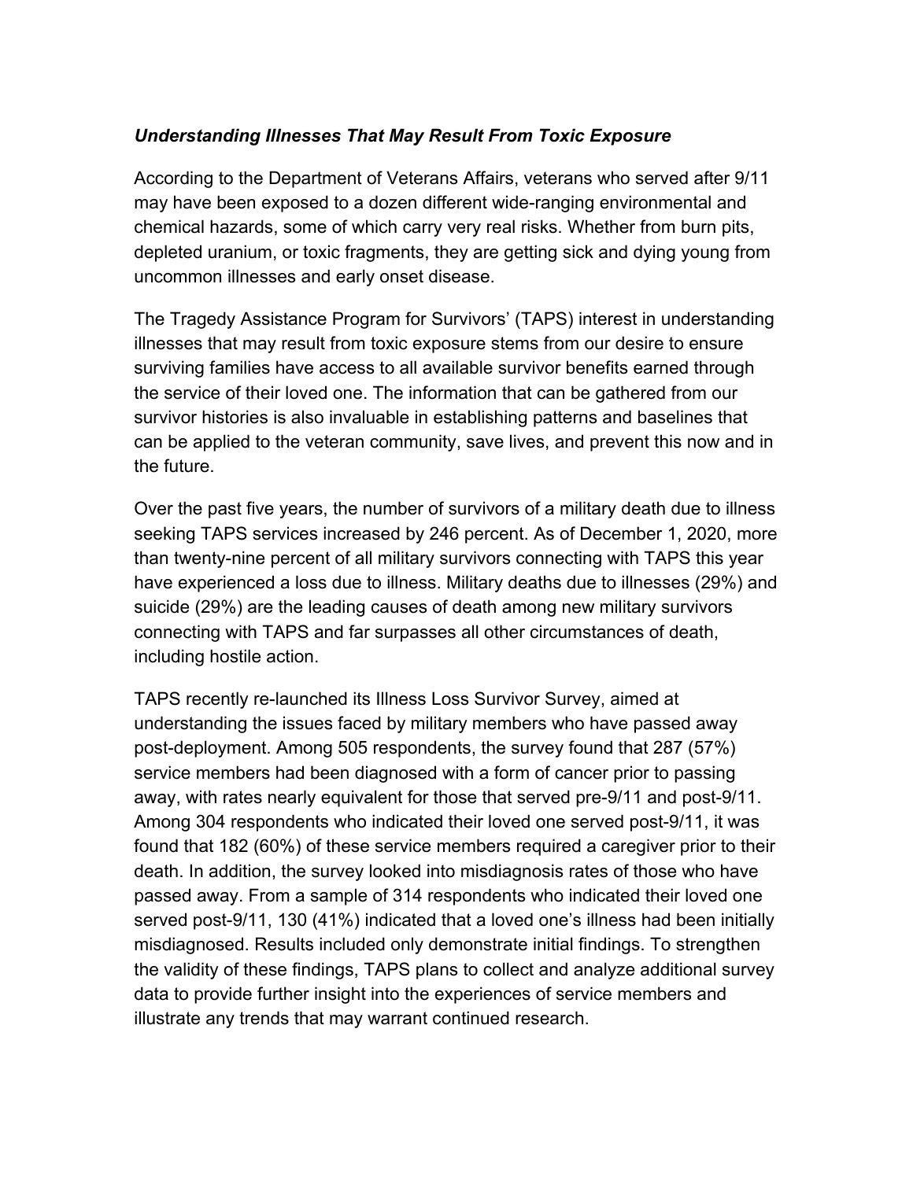***Understanding Illnesses That May Result From Toxic Exposure***

According to the Department of Veterans Affairs, veterans who served after 9/11 may have been exposed to a dozen different wide-ranging environmental and chemical hazards, some of which carry very real risks. Whether from burn pits, depleted uranium, or toxic fragments, they are getting sick and dying young from uncommon illnesses and early onset disease.

The Tragedy Assistance Program for Survivors' (TAPS) interest in understanding illnesses that may result from toxic exposure stems from our desire to ensure surviving families have access to all available survivor benefits earned through the service of their loved one. The information that can be gathered from our survivor histories is also invaluable in establishing patterns and baselines that can be applied to the veteran community, save lives, and prevent this now and in the future.

Over the past five years, the number of survivors of a military death due to illness seeking TAPS services increased by 246 percent. As of December 1, 2020, more than twenty-nine percent of all military survivors connecting with TAPS this year have experienced a loss due to illness. Military deaths due to illnesses (29%) and suicide (29%) are the leading causes of death among new military survivors connecting with TAPS and far surpasses all other circumstances of death, including hostile action.

TAPS recently re-launched its Illness Loss Survivor Survey, aimed at understanding the issues faced by military members who have passed away post-deployment. Among 505 respondents, the survey found that 287 (57%) service members had been diagnosed with a form of cancer prior to passing away, with rates nearly equivalent for those that served pre-9/11 and post-9/11. Among 304 respondents who indicated their loved one served post-9/11, it was found that 182 (60%) of these service members required a caregiver prior to their death. In addition, the survey looked into misdiagnosis rates of those who have passed away. From a sample of 314 respondents who indicated their loved one served post-9/11, 130 (41%) indicated that a loved one's illness had been initially misdiagnosed. Results included only demonstrate initial findings. To strengthen the validity of these findings, TAPS plans to collect and analyze additional survey data to provide further insight into the experiences of service members and illustrate any trends that may warrant continued research.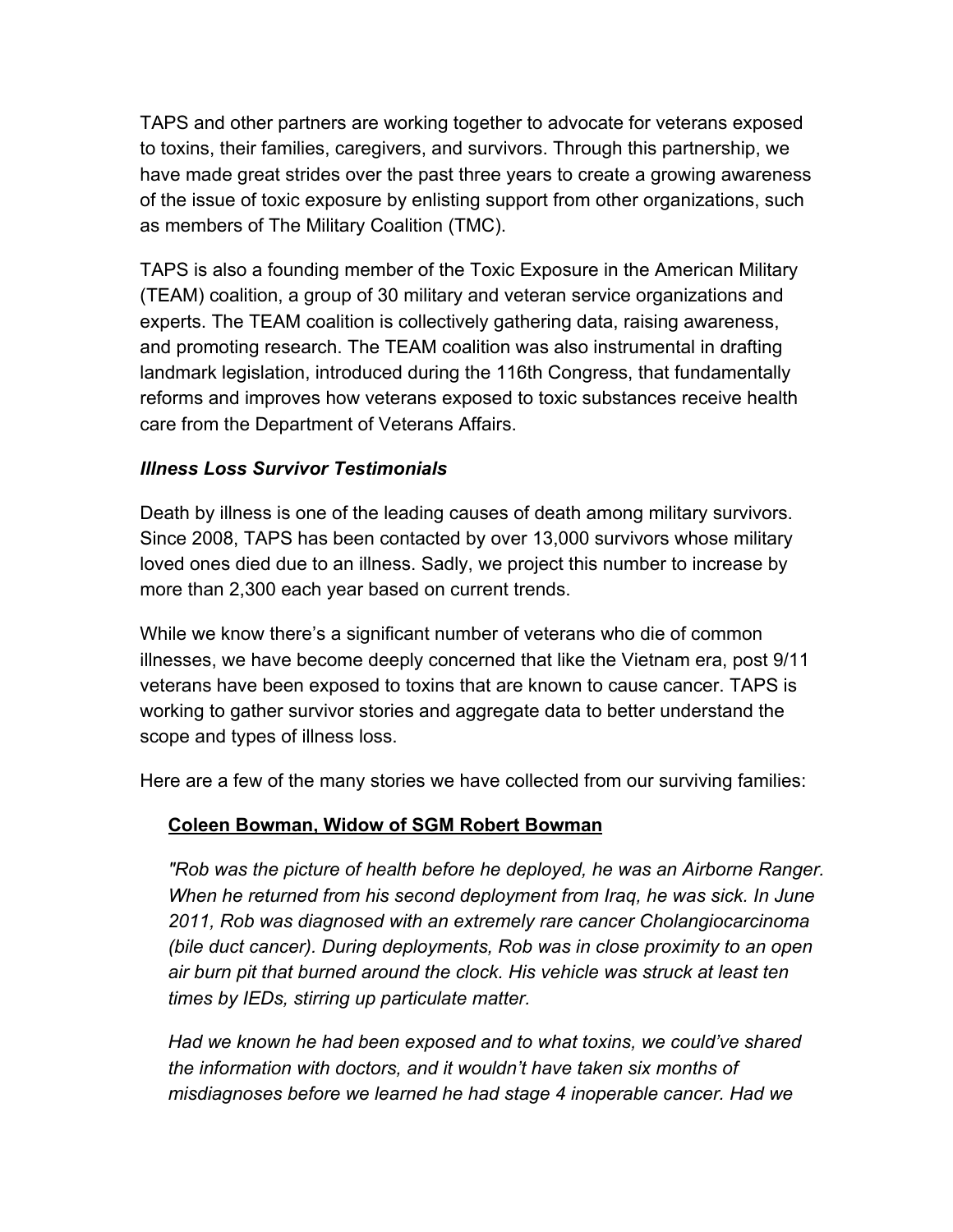TAPS and other partners are working together to advocate for veterans exposed to toxins, their families, caregivers, and survivors. Through this partnership, we have made great strides over the past three years to create a growing awareness of the issue of toxic exposure by enlisting support from other organizations, such as members of The Military Coalition (TMC).

TAPS is also a founding member of the Toxic Exposure in the American Military (TEAM) coalition, a group of 30 military and veteran service organizations and experts. The TEAM coalition is collectively gathering data, raising awareness, and promoting research. The TEAM coalition was also instrumental in drafting landmark legislation, introduced during the 116th Congress, that fundamentally reforms and improves how veterans exposed to toxic substances receive health care from the Department of Veterans Affairs.

### ***Illness Loss Survivor Testimonials***

Death by illness is one of the leading causes of death among military survivors. Since 2008, TAPS has been contacted by over 13,000 survivors whose military loved ones died due to an illness. Sadly, we project this number to increase by more than 2,300 each year based on current trends.

While we know there's a significant number of veterans who die of common illnesses, we have become deeply concerned that like the Vietnam era, post 9/11 veterans have been exposed to toxins that are known to cause cancer. TAPS is working to gather survivor stories and aggregate data to better understand the scope and types of illness loss.

Here are a few of the many stories we have collected from our surviving families:

**<u>Coleen Bowman, Widow of SGM Robert Bowman</u>**

*"Rob was the picture of health before he deployed, he was an Airborne Ranger. When he returned from his second deployment from Iraq, he was sick. In June 2011, Rob was diagnosed with an extremely rare cancer Cholangiocarcinoma (bile duct cancer). During deployments, Rob was in close proximity to an open air burn pit that burned around the clock. His vehicle was struck at least ten times by IEDs, stirring up particulate matter.*

*Had we known he had been exposed and to what toxins, we could've shared the information with doctors, and it wouldn't have taken six months of misdiagnoses before we learned he had stage 4 inoperable cancer. Had we*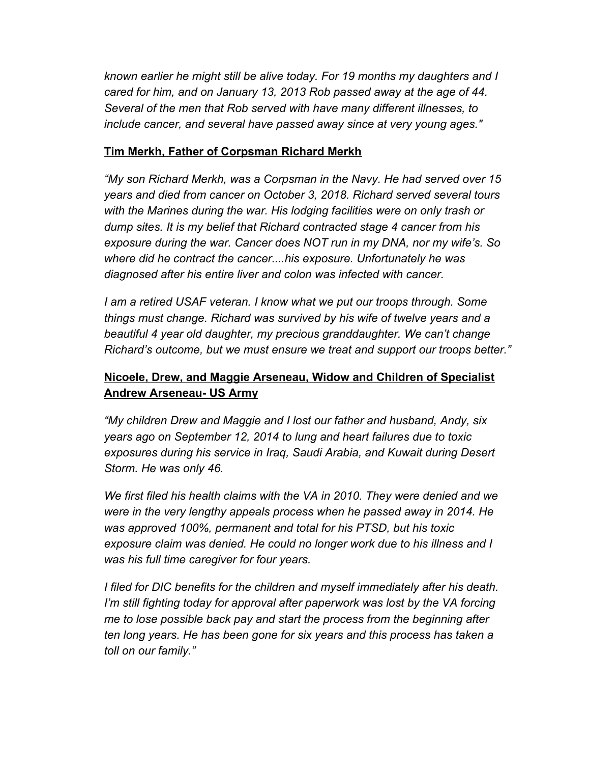*known earlier he might still be alive today. For 19 months my daughters and I cared for him, and on January 13, 2013 Rob passed away at the age of 44. Several of the men that Rob served with have many different illnesses, to include cancer, and several have passed away since at very young ages."*

**<u>Tim Merkh, Father of Corpsman Richard Merkh</u>**

*"My son Richard Merkh, was a Corpsman in the Navy. He had served over 15 years and died from cancer on October 3, 2018. Richard served several tours with the Marines during the war. His lodging facilities were on only trash or dump sites. It is my belief that Richard contracted stage 4 cancer from his exposure during the war. Cancer does NOT run in my DNA, nor my wife's. So where did he contract the cancer....his exposure. Unfortunately he was diagnosed after his entire liver and colon was infected with cancer.*

*I am a retired USAF veteran. I know what we put our troops through. Some things must change. Richard was survived by his wife of twelve years and a beautiful 4 year old daughter, my precious granddaughter. We can't change Richard's outcome, but we must ensure we treat and support our troops better."*

**<u>Nicoele, Drew, and Maggie Arseneau, Widow and Children of Specialist Andrew Arseneau- US Army</u>**

*"My children Drew and Maggie and I lost our father and husband, Andy, six years ago on September 12, 2014 to lung and heart failures due to toxic exposures during his service in Iraq, Saudi Arabia, and Kuwait during Desert Storm. He was only 46.*

*We first filed his health claims with the VA in 2010. They were denied and we were in the very lengthy appeals process when he passed away in 2014. He was approved 100%, permanent and total for his PTSD, but his toxic exposure claim was denied. He could no longer work due to his illness and I was his full time caregiver for four years.*

*I filed for DIC benefits for the children and myself immediately after his death. I'm still fighting today for approval after paperwork was lost by the VA forcing me to lose possible back pay and start the process from the beginning after ten long years. He has been gone for six years and this process has taken a toll on our family."*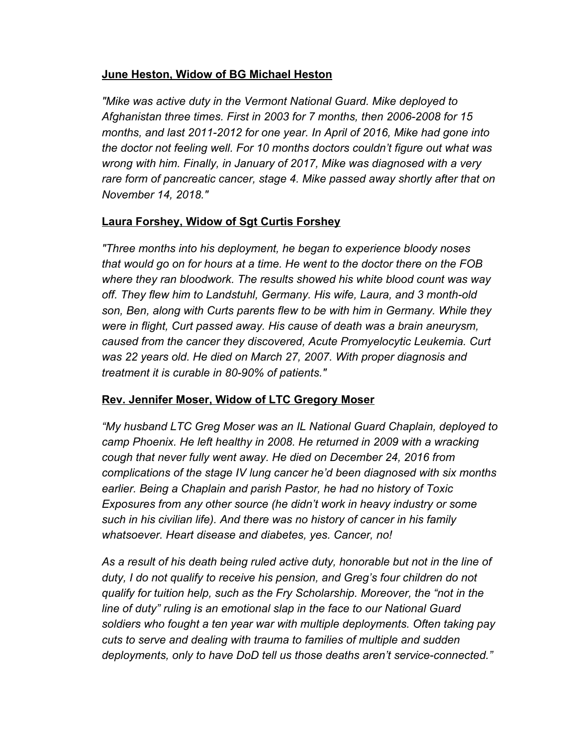**June Heston, Widow of BG Michael Heston**

*"Mike was active duty in the Vermont National Guard. Mike deployed to Afghanistan three times. First in 2003 for 7 months, then 2006-2008 for 15 months, and last 2011-2012 for one year. In April of 2016, Mike had gone into the doctor not feeling well. For 10 months doctors couldn't figure out what was wrong with him. Finally, in January of 2017, Mike was diagnosed with a very rare form of pancreatic cancer, stage 4. Mike passed away shortly after that on November 14, 2018."*

**Laura Forshey, Widow of Sgt Curtis Forshey**

*"Three months into his deployment, he began to experience bloody noses that would go on for hours at a time. He went to the doctor there on the FOB where they ran bloodwork. The results showed his white blood count was way off. They flew him to Landstuhl, Germany. His wife, Laura, and 3 month-old son, Ben, along with Curts parents flew to be with him in Germany. While they were in flight, Curt passed away. His cause of death was a brain aneurysm, caused from the cancer they discovered, Acute Promyelocytic Leukemia. Curt was 22 years old. He died on March 27, 2007. With proper diagnosis and treatment it is curable in 80-90% of patients."*

**Rev. Jennifer Moser, Widow of LTC Gregory Moser**

*"My husband LTC Greg Moser was an IL National Guard Chaplain, deployed to camp Phoenix. He left healthy in 2008. He returned in 2009 with a wracking cough that never fully went away. He died on December 24, 2016 from complications of the stage IV lung cancer he'd been diagnosed with six months earlier. Being a Chaplain and parish Pastor, he had no history of Toxic Exposures from any other source (he didn't work in heavy industry or some such in his civilian life). And there was no history of cancer in his family whatsoever. Heart disease and diabetes, yes. Cancer, no!*

*As a result of his death being ruled active duty, honorable but not in the line of duty, I do not qualify to receive his pension, and Greg's four children do not qualify for tuition help, such as the Fry Scholarship. Moreover, the "not in the line of duty" ruling is an emotional slap in the face to our National Guard soldiers who fought a ten year war with multiple deployments. Often taking pay cuts to serve and dealing with trauma to families of multiple and sudden deployments, only to have DoD tell us those deaths aren't service-connected."*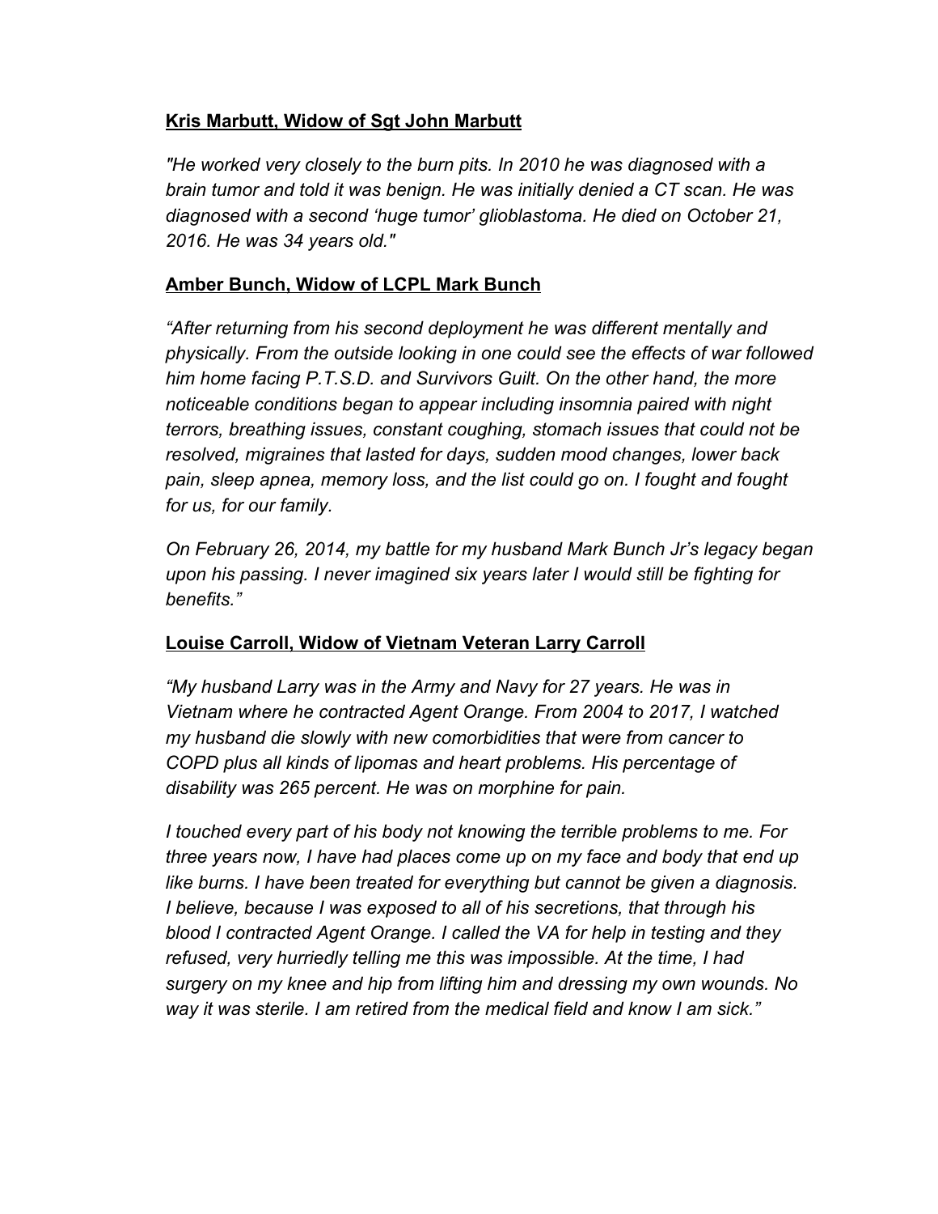**Kris Marbutt, Widow of Sgt John Marbutt**

*"He worked very closely to the burn pits. In 2010 he was diagnosed with a brain tumor and told it was benign. He was initially denied a CT scan. He was diagnosed with a second 'huge tumor' glioblastoma. He died on October 21, 2016. He was 34 years old."*

**Amber Bunch, Widow of LCPL Mark Bunch**

*"After returning from his second deployment he was different mentally and physically. From the outside looking in one could see the effects of war followed him home facing P.T.S.D. and Survivors Guilt. On the other hand, the more noticeable conditions began to appear including insomnia paired with night terrors, breathing issues, constant coughing, stomach issues that could not be resolved, migraines that lasted for days, sudden mood changes, lower back pain, sleep apnea, memory loss, and the list could go on. I fought and fought for us, for our family.*

*On February 26, 2014, my battle for my husband Mark Bunch Jr's legacy began upon his passing. I never imagined six years later I would still be fighting for benefits."*

**Louise Carroll, Widow of Vietnam Veteran Larry Carroll**

*"My husband Larry was in the Army and Navy for 27 years. He was in Vietnam where he contracted Agent Orange. From 2004 to 2017, I watched my husband die slowly with new comorbidities that were from cancer to COPD plus all kinds of lipomas and heart problems. His percentage of disability was 265 percent. He was on morphine for pain.*

*I touched every part of his body not knowing the terrible problems to me. For three years now, I have had places come up on my face and body that end up like burns. I have been treated for everything but cannot be given a diagnosis. I believe, because I was exposed to all of his secretions, that through his blood I contracted Agent Orange. I called the VA for help in testing and they refused, very hurriedly telling me this was impossible. At the time, I had surgery on my knee and hip from lifting him and dressing my own wounds. No way it was sterile. I am retired from the medical field and know I am sick."*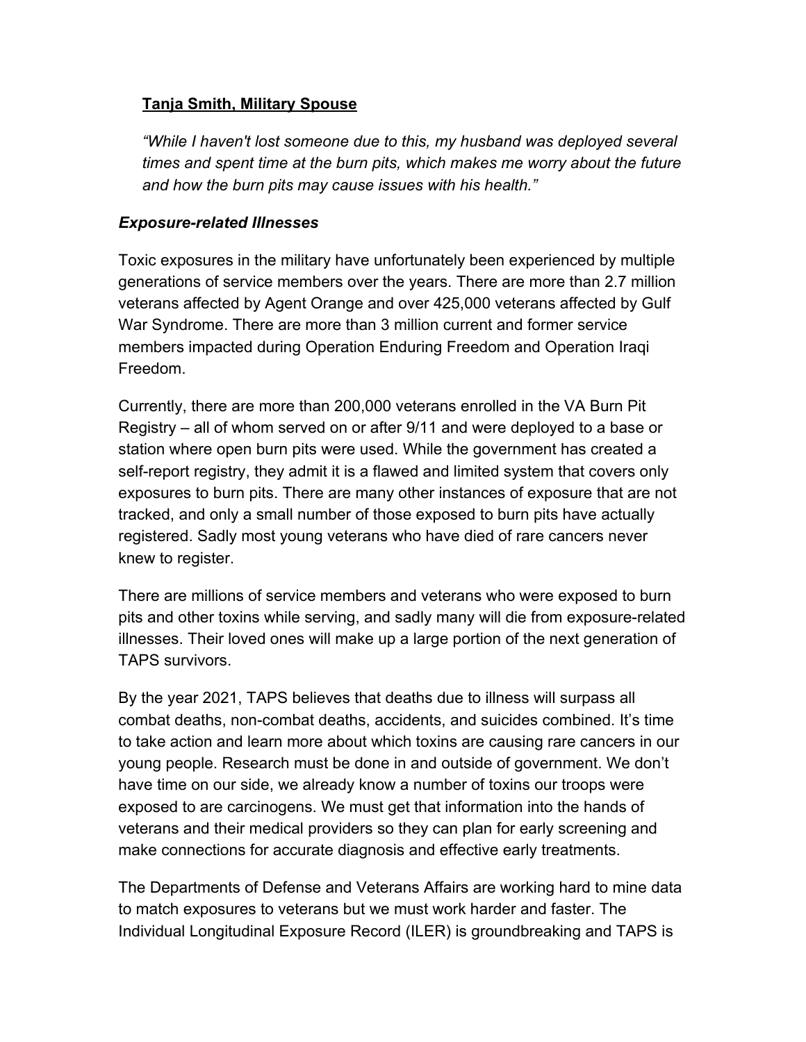**Tanja Smith, Military Spouse**

*“While I haven't lost someone due to this, my husband was deployed several times and spent time at the burn pits, which makes me worry about the future and how the burn pits may cause issues with his health.”*

***Exposure-related Illnesses***

Toxic exposures in the military have unfortunately been experienced by multiple generations of service members over the years. There are more than 2.7 million veterans affected by Agent Orange and over 425,000 veterans affected by Gulf War Syndrome. There are more than 3 million current and former service members impacted during Operation Enduring Freedom and Operation Iraqi Freedom.

Currently, there are more than 200,000 veterans enrolled in the VA Burn Pit Registry – all of whom served on or after 9/11 and were deployed to a base or station where open burn pits were used. While the government has created a self-report registry, they admit it is a flawed and limited system that covers only exposures to burn pits. There are many other instances of exposure that are not tracked, and only a small number of those exposed to burn pits have actually registered. Sadly most young veterans who have died of rare cancers never knew to register.

There are millions of service members and veterans who were exposed to burn pits and other toxins while serving, and sadly many will die from exposure-related illnesses. Their loved ones will make up a large portion of the next generation of TAPS survivors.

By the year 2021, TAPS believes that deaths due to illness will surpass all combat deaths, non-combat deaths, accidents, and suicides combined. It’s time to take action and learn more about which toxins are causing rare cancers in our young people. Research must be done in and outside of government. We don’t have time on our side, we already know a number of toxins our troops were exposed to are carcinogens. We must get that information into the hands of veterans and their medical providers so they can plan for early screening and make connections for accurate diagnosis and effective early treatments.

The Departments of Defense and Veterans Affairs are working hard to mine data to match exposures to veterans but we must work harder and faster. The Individual Longitudinal Exposure Record (ILER) is groundbreaking and TAPS is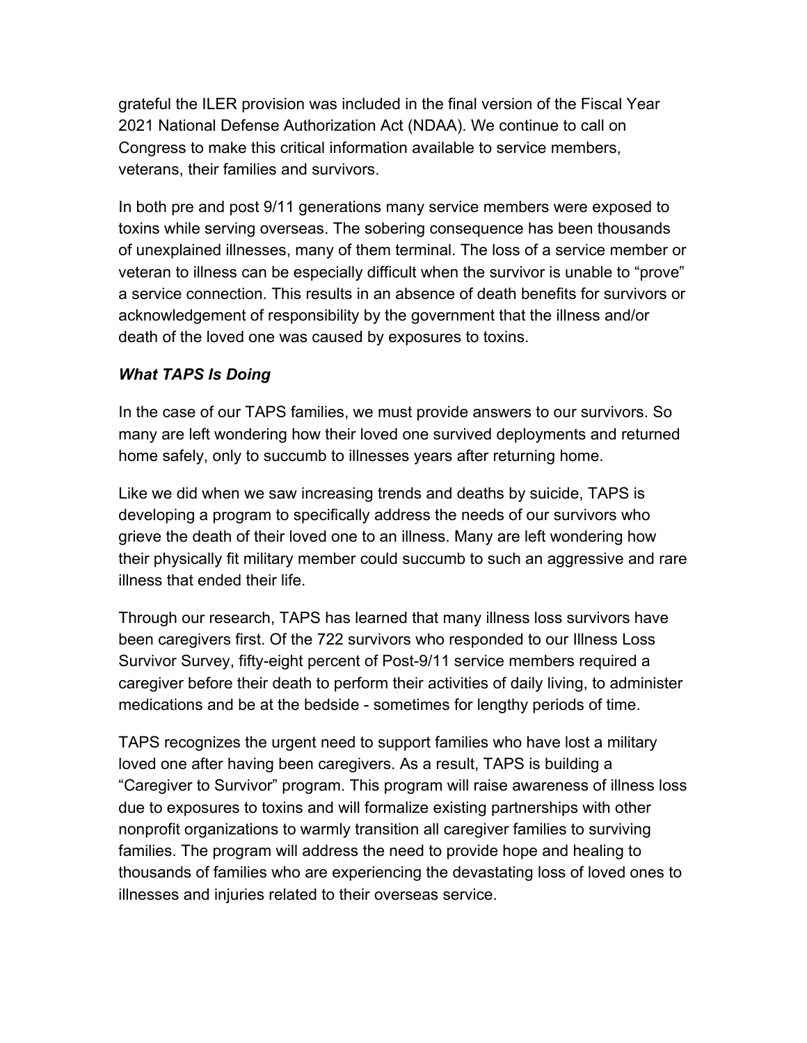grateful the ILER provision was included in the final version of the Fiscal Year 2021 National Defense Authorization Act (NDAA). We continue to call on Congress to make this critical information available to service members, veterans, their families and survivors.

In both pre and post 9/11 generations many service members were exposed to toxins while serving overseas. The sobering consequence has been thousands of unexplained illnesses, many of them terminal. The loss of a service member or veteran to illness can be especially difficult when the survivor is unable to "prove" a service connection. This results in an absence of death benefits for survivors or acknowledgement of responsibility by the government that the illness and/or death of the loved one was caused by exposures to toxins.

***What TAPS Is Doing***

In the case of our TAPS families, we must provide answers to our survivors. So many are left wondering how their loved one survived deployments and returned home safely, only to succumb to illnesses years after returning home.

Like we did when we saw increasing trends and deaths by suicide, TAPS is developing a program to specifically address the needs of our survivors who grieve the death of their loved one to an illness. Many are left wondering how their physically fit military member could succumb to such an aggressive and rare illness that ended their life.

Through our research, TAPS has learned that many illness loss survivors have been caregivers first. Of the 722 survivors who responded to our Illness Loss Survivor Survey, fifty-eight percent of Post-9/11 service members required a caregiver before their death to perform their activities of daily living, to administer medications and be at the bedside - sometimes for lengthy periods of time.

TAPS recognizes the urgent need to support families who have lost a military loved one after having been caregivers. As a result, TAPS is building a "Caregiver to Survivor" program. This program will raise awareness of illness loss due to exposures to toxins and will formalize existing partnerships with other nonprofit organizations to warmly transition all caregiver families to surviving families. The program will address the need to provide hope and healing to thousands of families who are experiencing the devastating loss of loved ones to illnesses and injuries related to their overseas service.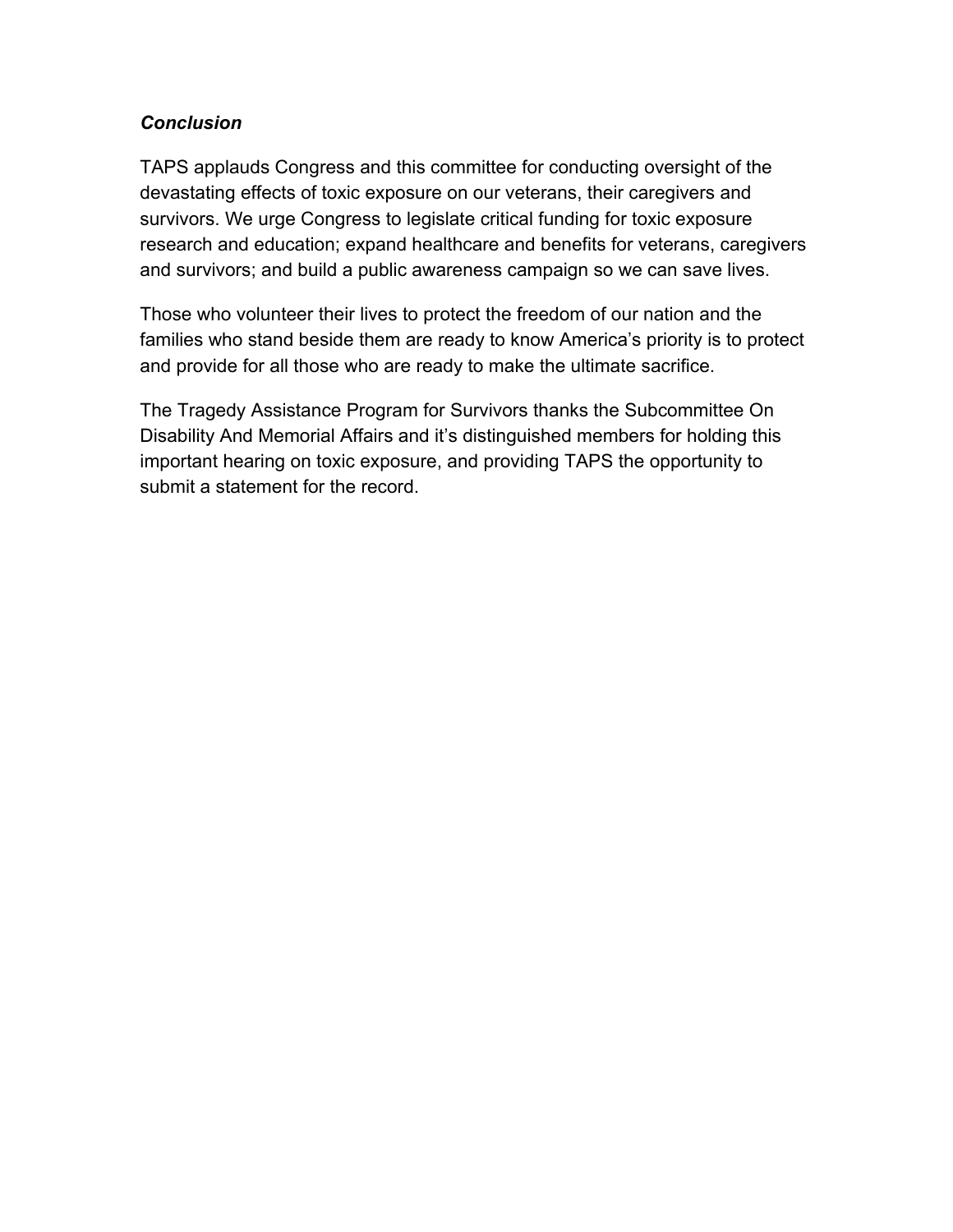***Conclusion***

TAPS applauds Congress and this committee for conducting oversight of the devastating effects of toxic exposure on our veterans, their caregivers and survivors. We urge Congress to legislate critical funding for toxic exposure research and education; expand healthcare and benefits for veterans, caregivers and survivors; and build a public awareness campaign so we can save lives.

Those who volunteer their lives to protect the freedom of our nation and the families who stand beside them are ready to know America's priority is to protect and provide for all those who are ready to make the ultimate sacrifice.

The Tragedy Assistance Program for Survivors thanks the Subcommittee On Disability And Memorial Affairs and it's distinguished members for holding this important hearing on toxic exposure, and providing TAPS the opportunity to submit a statement for the record.